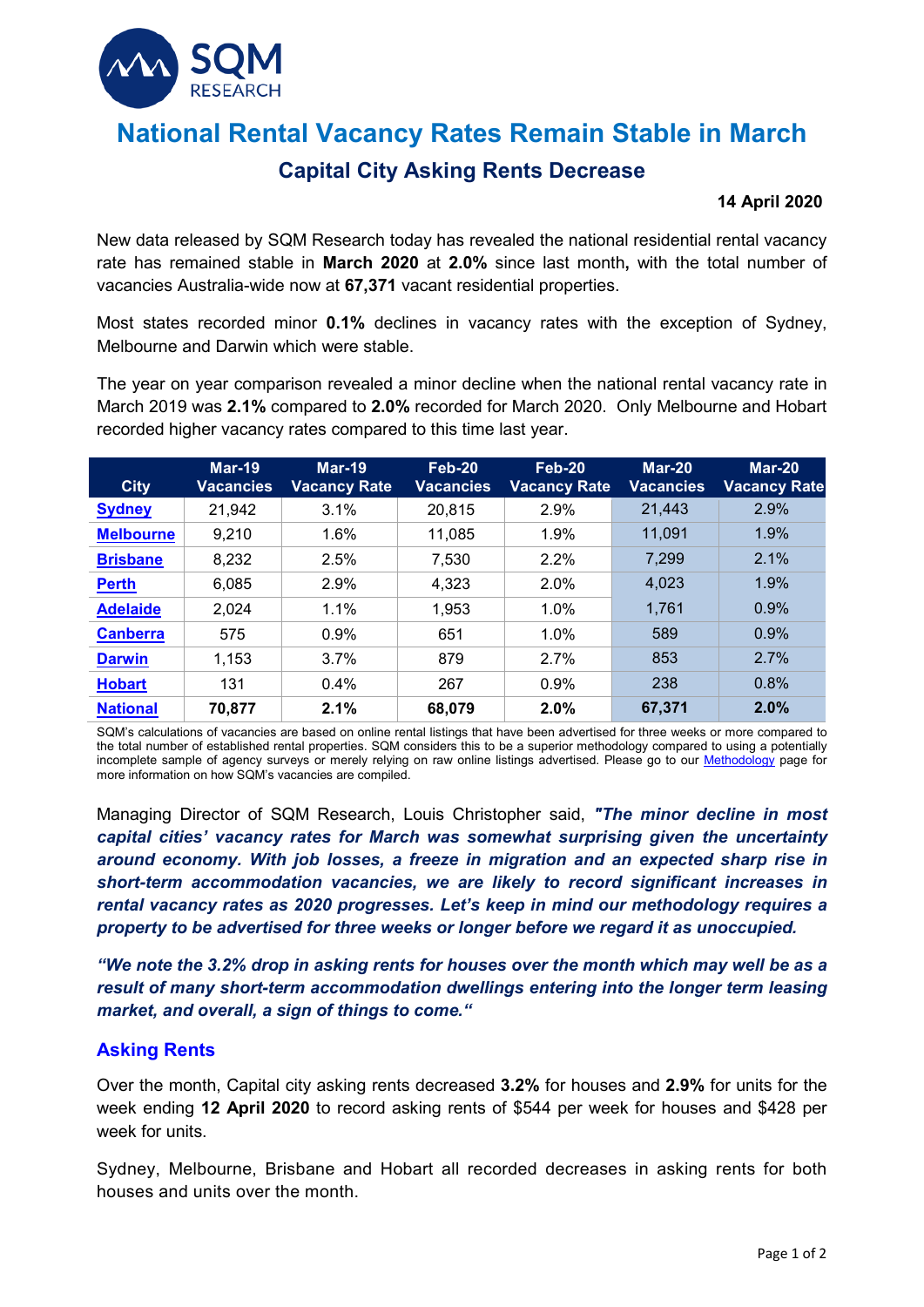# National Rental Vacancy Rates Remain Stable in March

## Capital City Asking Rents Decrease

**14 April 2020**

New data released by SQM Research today has revealed the national residential rental vacancy rate has remained stable in **March 2020** at **2.0%** since last month**,** with the total number of vacancies Australia-wide now at **67,371** vacant residential properties.

Most states recorded minor **0.1%** declines in vacancy rates with the exception of Sydney, Melbourne and Darwin which were stable.

The year on year comparison revealed a minor decline when the national rental vacancy rate in March 2019 was **2.1%** compared to **2.0%** recorded for March 2020. Only Melbourne and Hobart recorded higher vacancy rates compared to this time last year.

| City | Mar-19 Vacancies | Mar-19 Vacancy Rate | Feb-20 Vacancies | Feb-20 Vacancy Rate | Mar-20 Vacancies | Mar-20 Vacancy Rate |
|---|---|---|---|---|---|---|
| Sydney | 21,942 | 3.1% | 20,815 | 2.9% | 21,443 | 2.9% |
| Melbourne | 9,210 | 1.6% | 11,085 | 1.9% | 11,091 | 1.9% |
| Brisbane | 8,232 | 2.5% | 7,530 | 2.2% | 7,299 | 2.1% |
| Perth | 6,085 | 2.9% | 4,323 | 2.0% | 4,023 | 1.9% |
| Adelaide | 2,024 | 1.1% | 1,953 | 1.0% | 1,761 | 0.9% |
| Canberra | 575 | 0.9% | 651 | 1.0% | 589 | 0.9% |
| Darwin | 1,153 | 3.7% | 879 | 2.7% | 853 | 2.7% |
| Hobart | 131 | 0.4% | 267 | 0.9% | 238 | 0.8% |
| **National** | **70,877** | **2.1%** | **68,079** | **2.0%** | **67,371** | **2.0%** |

SQM's calculations of vacancies are based on online rental listings that have been advertised for three weeks or more compared to the total number of established rental properties. SQM considers this to be a superior methodology compared to using a potentially incomplete sample of agency surveys or merely relying on raw online listings advertised. Please go to our Methodology page for more information on how SQM's vacancies are compiled.

Managing Director of SQM Research, Louis Christopher said, ***"The minor decline in most capital cities' vacancy rates for March was somewhat surprising given the uncertainty around economy. With job losses, a freeze in migration and an expected sharp rise in short-term accommodation vacancies, we are likely to record significant increases in rental vacancy rates as 2020 progresses. Let's keep in mind our methodology requires a property to be advertised for three weeks or longer before we regard it as unoccupied.***

***"We note the 3.2% drop in asking rents for houses over the month which may well be as a result of many short-term accommodation dwellings entering into the longer term leasing market, and overall, a sign of things to come."***

### Asking Rents

Over the month, Capital city asking rents decreased **3.2%** for houses and **2.9%** for units for the week ending **12 April 2020** to record asking rents of $544 per week for houses and $428 per week for units.

Sydney, Melbourne, Brisbane and Hobart all recorded decreases in asking rents for both houses and units over the month.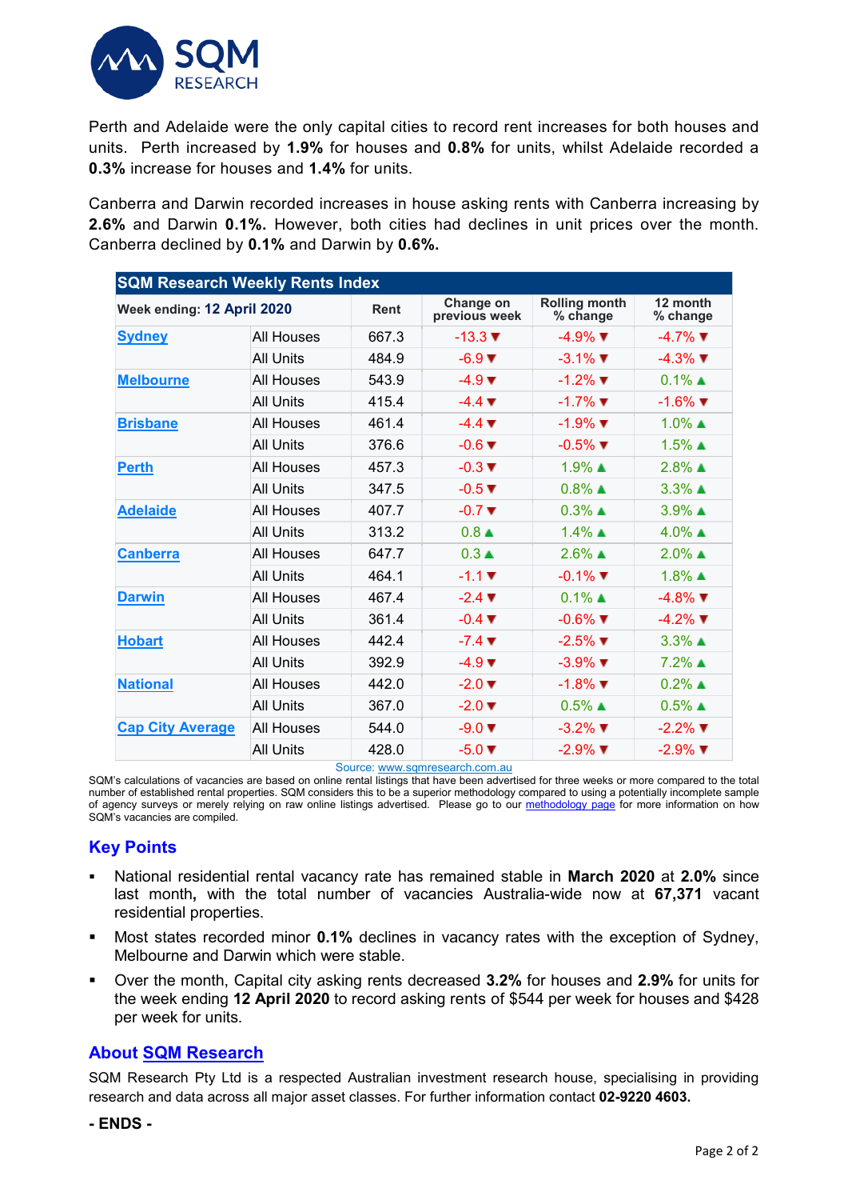Perth and Adelaide were the only capital cities to record rent increases for both houses and units. Perth increased by **1.9%** for houses and **0.8%** for units, whilst Adelaide recorded a **0.3%** increase for houses and **1.4%** for units.

Canberra and Darwin recorded increases in house asking rents with Canberra increasing by **2.6%** and Darwin **0.1%.** However, both cities had declines in unit prices over the month. Canberra declined by **0.1%** and Darwin by **0.6%.**

| SQM Research Weekly Rents Index | | | | | |
|---|---|---|---|---|---|
| Week ending: 12 April 2020 | | Rent | Change on previous week | Rolling month % change | 12 month % change |
| Sydney | All Houses | 667.3 | -13.3 ▼ | -4.9% ▼ | -4.7% ▼ |
| | All Units | 484.9 | -6.9 ▼ | -3.1% ▼ | -4.3% ▼ |
| Melbourne | All Houses | 543.9 | -4.9 ▼ | -1.2% ▼ | 0.1% ▲ |
| | All Units | 415.4 | -4.4 ▼ | -1.7% ▼ | -1.6% ▼ |
| Brisbane | All Houses | 461.4 | -4.4 ▼ | -1.9% ▼ | 1.0% ▲ |
| | All Units | 376.6 | -0.6 ▼ | -0.5% ▼ | 1.5% ▲ |
| Perth | All Houses | 457.3 | -0.3 ▼ | 1.9% ▲ | 2.8% ▲ |
| | All Units | 347.5 | -0.5 ▼ | 0.8% ▲ | 3.3% ▲ |
| Adelaide | All Houses | 407.7 | -0.7 ▼ | 0.3% ▲ | 3.9% ▲ |
| | All Units | 313.2 | 0.8 ▲ | 1.4% ▲ | 4.0% ▲ |
| Canberra | All Houses | 647.7 | 0.3 ▲ | 2.6% ▲ | 2.0% ▲ |
| | All Units | 464.1 | -1.1 ▼ | -0.1% ▼ | 1.8% ▲ |
| Darwin | All Houses | 467.4 | -2.4 ▼ | 0.1% ▲ | -4.8% ▼ |
| | All Units | 361.4 | -0.4 ▼ | -0.6% ▼ | -4.2% ▼ |
| Hobart | All Houses | 442.4 | -7.4 ▼ | -2.5% ▼ | 3.3% ▲ |
| | All Units | 392.9 | -4.9 ▼ | -3.9% ▼ | 7.2% ▲ |
| National | All Houses | 442.0 | -2.0 ▼ | -1.8% ▼ | 0.2% ▲ |
| | All Units | 367.0 | -2.0 ▼ | 0.5% ▲ | 0.5% ▲ |
| Cap City Average | All Houses | 544.0 | -9.0 ▼ | -3.2% ▼ | -2.2% ▼ |
| | All Units | 428.0 | -5.0 ▼ | -2.9% ▼ | -2.9% ▼ |

Source: www.sqmresearch.com.au

SQM's calculations of vacancies are based on online rental listings that have been advertised for three weeks or more compared to the total number of established rental properties. SQM considers this to be a superior methodology compared to using a potentially incomplete sample of agency surveys or merely relying on raw online listings advertised. Please go to our methodology page for more information on how SQM's vacancies are compiled.

## Key Points

- National residential rental vacancy rate has remained stable in **March 2020** at **2.0%** since last month**,** with the total number of vacancies Australia-wide now at **67,371** vacant residential properties.
- Most states recorded minor **0.1%** declines in vacancy rates with the exception of Sydney, Melbourne and Darwin which were stable.
- Over the month, Capital city asking rents decreased **3.2%** for houses and **2.9%** for units for the week ending **12 April 2020** to record asking rents of $544 per week for houses and $428 per week for units.

## About SQM Research

SQM Research Pty Ltd is a respected Australian investment research house, specialising in providing research and data across all major asset classes. For further information contact **02-9220 4603.**

**- ENDS -**